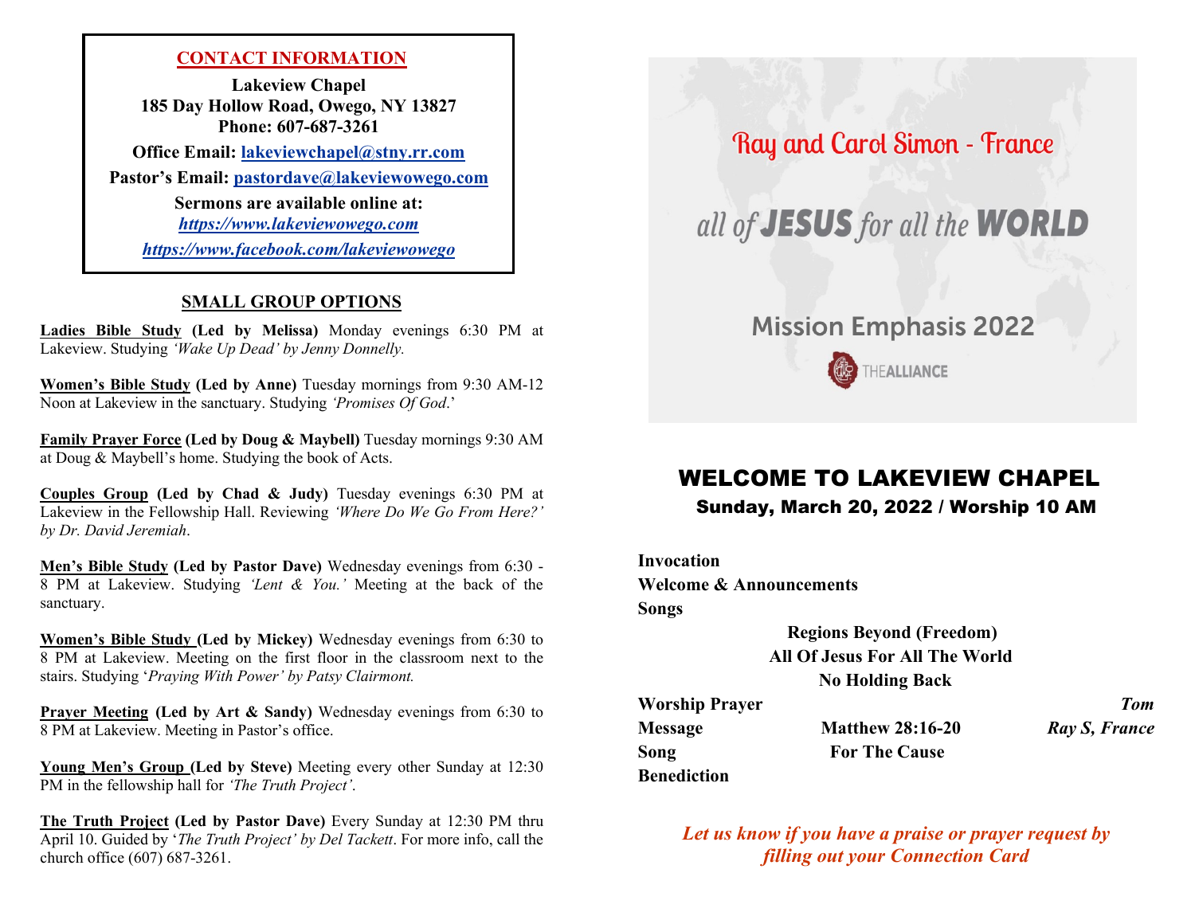## CONTACT INFORMATION

**Lakeview Chapel**
**185 Day Hollow Road, Owego, NY 13827**
**Phone: 607-687-3261**

**Office Email: lakeviewchapel@stny.rr.com**

**Pastor's Email: pastordave@lakeviewowego.com**

**Sermons are available online at:**
***https://www.lakeviewowego.com***
***https://www.facebook.com/lakeviewowego***

## SMALL GROUP OPTIONS

**Ladies Bible Study (Led by Melissa)** Monday evenings 6:30 PM at Lakeview. Studying *'Wake Up Dead' by Jenny Donnelly.*

**Women's Bible Study (Led by Anne)** Tuesday mornings from 9:30 AM-12 Noon at Lakeview in the sanctuary. Studying *'Promises Of God*.'

**Family Prayer Force (Led by Doug & Maybell)** Tuesday mornings 9:30 AM at Doug & Maybell's home. Studying the book of Acts.

**Couples Group (Led by Chad & Judy)** Tuesday evenings 6:30 PM at Lakeview in the Fellowship Hall. Reviewing *'Where Do We Go From Here?' by Dr. David Jeremiah*.

**Men's Bible Study (Led by Pastor Dave)** Wednesday evenings from 6:30 - 8 PM at Lakeview. Studying *'Lent & You.'* Meeting at the back of the sanctuary.

**Women's Bible Study (Led by Mickey)** Wednesday evenings from 6:30 to 8 PM at Lakeview. Meeting on the first floor in the classroom next to the stairs. Studying '*Praying With Power' by Patsy Clairmont.*

**Prayer Meeting (Led by Art & Sandy)** Wednesday evenings from 6:30 to 8 PM at Lakeview. Meeting in Pastor's office.

**Young Men's Group (Led by Steve)** Meeting every other Sunday at 12:30 PM in the fellowship hall for *'The Truth Project'*.

**The Truth Project (Led by Pastor Dave)** Every Sunday at 12:30 PM thru April 10. Guided by '*The Truth Project' by Del Tackett*. For more info, call the church office (607) 687-3261.

Ray and Carol Simon - France

all of **JESUS** for all the **WORLD**

Mission Emphasis 2022

THE**ALLIANCE**

# WELCOME TO LAKEVIEW CHAPEL

### Sunday, March 20, 2022 / Worship 10 AM

**Invocation**
**Welcome & Announcements**
**Songs**

**Regions Beyond (Freedom)**
**All Of Jesus For All The World**
**No Holding Back**

**Worship Prayer** — ***Tom***
**Message** — **Matthew 28:16-20** — ***Ray S, France***
**Song** — **For The Cause**
**Benediction**

***Let us know if you have a praise or prayer request by filling out your Connection Card***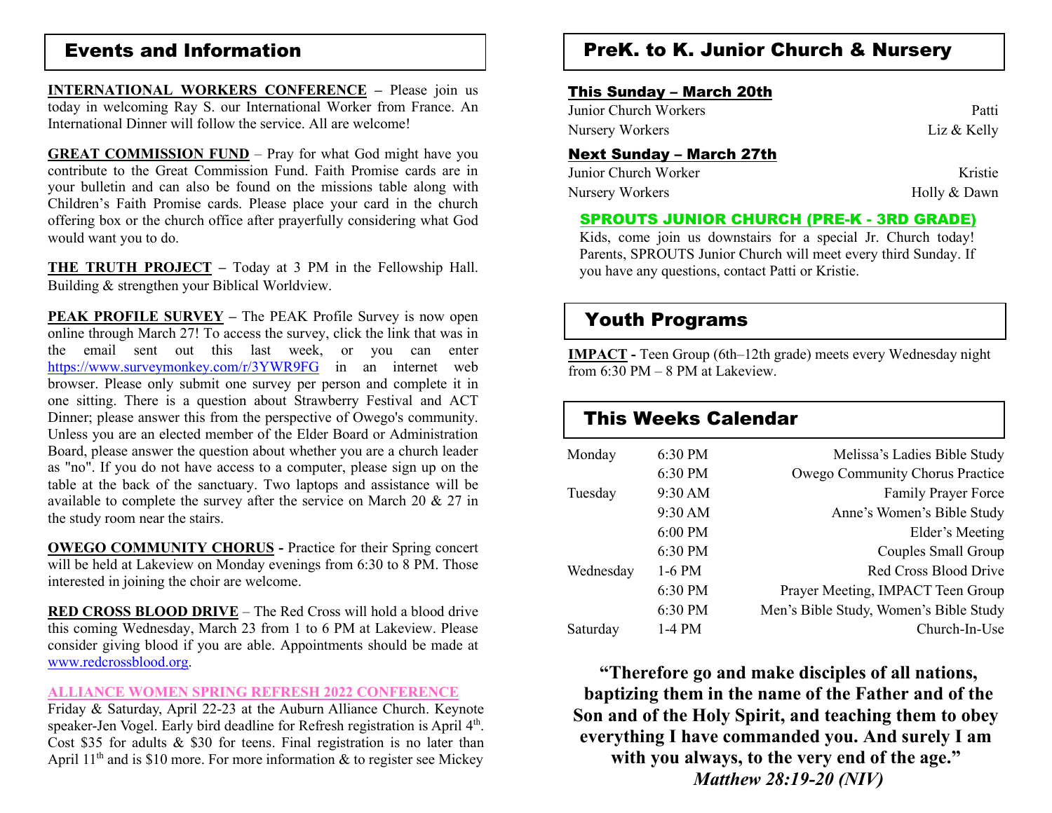## Events and Information

**INTERNATIONAL WORKERS CONFERENCE** – Please join us today in welcoming Ray S. our International Worker from France. An International Dinner will follow the service. All are welcome!

**GREAT COMMISSION FUND** – Pray for what God might have you contribute to the Great Commission Fund. Faith Promise cards are in your bulletin and can also be found on the missions table along with Children's Faith Promise cards. Please place your card in the church offering box or the church office after prayerfully considering what God would want you to do.

**THE TRUTH PROJECT** – Today at 3 PM in the Fellowship Hall. Building & strengthen your Biblical Worldview.

**PEAK PROFILE SURVEY** – The PEAK Profile Survey is now open online through March 27! To access the survey, click the link that was in the email sent out this last week, or you can enter https://www.surveymonkey.com/r/3YWR9FG in an internet web browser. Please only submit one survey per person and complete it in one sitting. There is a question about Strawberry Festival and ACT Dinner; please answer this from the perspective of Owego's community. Unless you are an elected member of the Elder Board or Administration Board, please answer the question about whether you are a church leader as "no". If you do not have access to a computer, please sign up on the table at the back of the sanctuary. Two laptops and assistance will be available to complete the survey after the service on March 20 & 27 in the study room near the stairs.

**OWEGO COMMUNITY CHORUS** - Practice for their Spring concert will be held at Lakeview on Monday evenings from 6:30 to 8 PM. Those interested in joining the choir are welcome.

**RED CROSS BLOOD DRIVE** – The Red Cross will hold a blood drive this coming Wednesday, March 23 from 1 to 6 PM at Lakeview. Please consider giving blood if you are able. Appointments should be made at www.redcrossblood.org.

**ALLIANCE WOMEN SPRING REFRESH 2022 CONFERENCE**
Friday & Saturday, April 22-23 at the Auburn Alliance Church. Keynote speaker-Jen Vogel. Early bird deadline for Refresh registration is April 4th. Cost $35 for adults & $30 for teens. Final registration is no later than April 11th and is $10 more. For more information & to register see Mickey

## PreK. to K. Junior Church & Nursery

**This Sunday – March 20th**

| | |
|---|---|
| Junior Church Workers | Patti |
| Nursery Workers | Liz & Kelly |

**Next Sunday – March 27th**

| | |
|---|---|
| Junior Church Worker | Kristie |
| Nursery Workers | Holly & Dawn |

**SPROUTS JUNIOR CHURCH (PRE-K - 3RD GRADE)**
Kids, come join us downstairs for a special Jr. Church today! Parents, SPROUTS Junior Church will meet every third Sunday. If you have any questions, contact Patti or Kristie.

## Youth Programs

**IMPACT** - Teen Group (6th–12th grade) meets every Wednesday night from 6:30 PM – 8 PM at Lakeview.

## This Weeks Calendar

| | | |
|---|---|---|
| Monday | 6:30 PM | Melissa's Ladies Bible Study |
| | 6:30 PM | Owego Community Chorus Practice |
| Tuesday | 9:30 AM | Family Prayer Force |
| | 9:30 AM | Anne's Women's Bible Study |
| | 6:00 PM | Elder's Meeting |
| | 6:30 PM | Couples Small Group |
| Wednesday | 1-6 PM | Red Cross Blood Drive |
| | 6:30 PM | Prayer Meeting, IMPACT Teen Group |
| | 6:30 PM | Men's Bible Study, Women's Bible Study |
| Saturday | 1-4 PM | Church-In-Use |

**"Therefore go and make disciples of all nations, baptizing them in the name of the Father and of the Son and of the Holy Spirit, and teaching them to obey everything I have commanded you. And surely I am with you always, to the very end of the age."**
***Matthew 28:19-20 (NIV)***